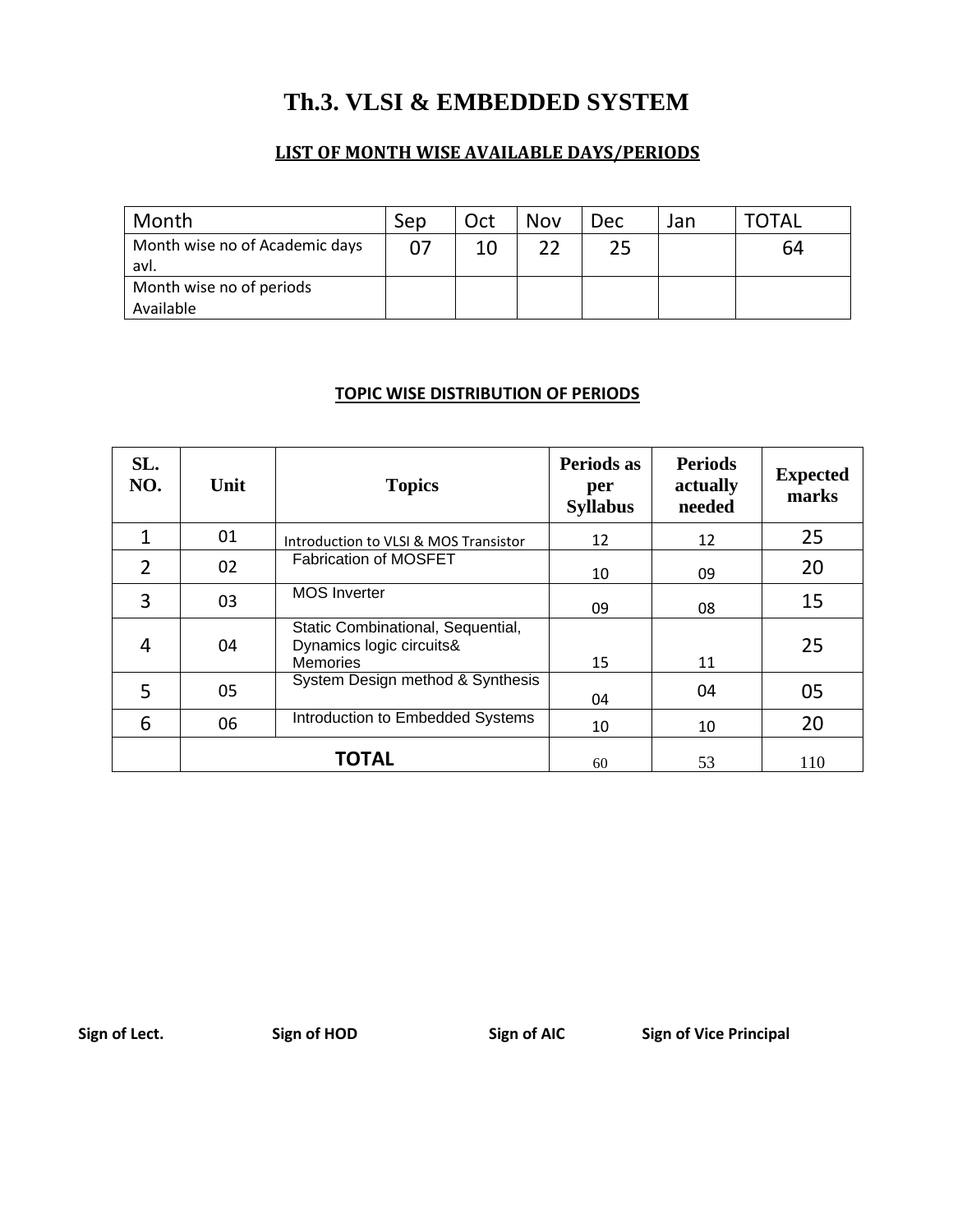# Th.3. VLSI & EMBEDDED SYSTEM

## LIST OF MONTH WISE AVAILABLE DAYS/PERIODS

| Month | Sep | Oct | Nov | Dec | Jan | TOTAL |
|---|---|---|---|---|---|---|
| Month wise no of Academic days avl. | 07 | 10 | 22 | 25 | | 64 |
| Month wise no of periods Available | | | | | | |

## TOPIC WISE DISTRIBUTION OF PERIODS

| SL. NO. | Unit | Topics | Periods as per Syllabus | Periods actually needed | Expected marks |
|---|---|---|---|---|---|
| 1 | 01 | Introduction to VLSI & MOS Transistor | 12 | 12 | 25 |
| 2 | 02 | Fabrication of MOSFET | 10 | 09 | 20 |
| 3 | 03 | MOS Inverter | 09 | 08 | 15 |
| 4 | 04 | Static Combinational, Sequential, Dynamics logic circuits& Memories | 15 | 11 | 25 |
| 5 | 05 | System Design method & Synthesis | 04 | 04 | 05 |
| 6 | 06 | Introduction to Embedded Systems | 10 | 10 | 20 |
| | **TOTAL** | | 60 | 53 | 110 |

**Sign of Lect.** **Sign of HOD** **Sign of AIC** **Sign of Vice Principal**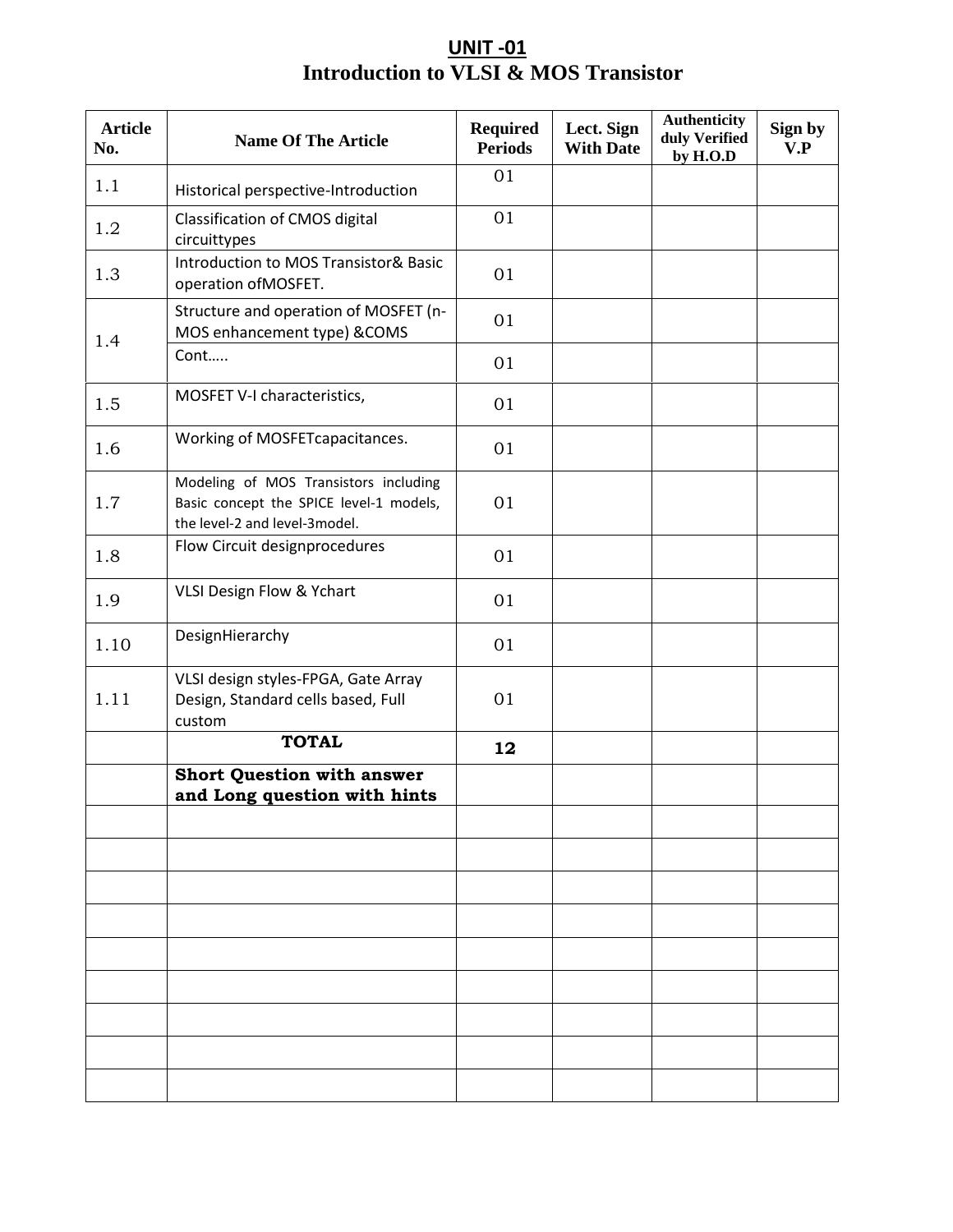# UNIT -01

## Introduction to VLSI & MOS Transistor

| Article No. | Name Of The Article | Required Periods | Lect. Sign With Date | Authenticity duly Verified by H.O.D | Sign by V.P |
|---|---|---|---|---|---|
| 1.1 | Historical perspective-Introduction | 01 | | | |
| 1.2 | Classification of CMOS digital circuittypes | 01 | | | |
| 1.3 | Introduction to MOS Transistor& Basic operation ofMOSFET. | 01 | | | |
| 1.4 | Structure and operation of MOSFET (n-MOS enhancement type) &COMS | 01 | | | |
| | Cont….. | 01 | | | |
| 1.5 | MOSFET V-I characteristics, | 01 | | | |
| 1.6 | Working of MOSFETcapacitances. | 01 | | | |
| 1.7 | Modeling of MOS Transistors including Basic concept the SPICE level-1 models, the level-2 and level-3model. | 01 | | | |
| 1.8 | Flow Circuit designprocedures | 01 | | | |
| 1.9 | VLSI Design Flow & Ychart | 01 | | | |
| 1.10 | DesignHierarchy | 01 | | | |
| 1.11 | VLSI design styles-FPGA, Gate Array Design, Standard cells based, Full custom | 01 | | | |
| | **TOTAL** | **12** | | | |
| | **Short Question with answer and Long question with hints** | | | | |
| | | | | | |
| | | | | | |
| | | | | | |
| | | | | | |
| | | | | | |
| | | | | | |
| | | | | | |
| | | | | | |
| | | | | | |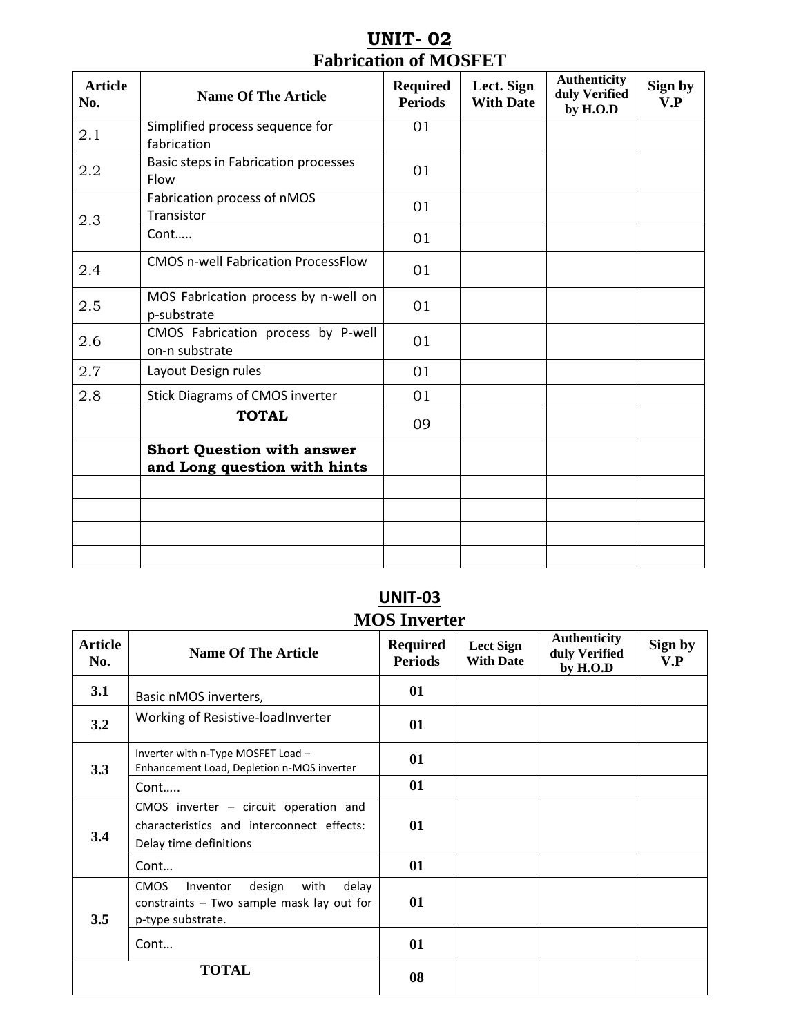# UNIT- 02

## Fabrication of MOSFET

| Article No. | Name Of The Article | Required Periods | Lect. Sign With Date | Authenticity duly Verified by H.O.D | Sign by V.P |
|---|---|---|---|---|---|
| 2.1 | Simplified process sequence for fabrication | 01 | | | |
| 2.2 | Basic steps in Fabrication processes Flow | 01 | | | |
| 2.3 | Fabrication process of nMOS Transistor | 01 | | | |
| | Cont….. | 01 | | | |
| 2.4 | CMOS n-well Fabrication ProcessFlow | 01 | | | |
| 2.5 | MOS Fabrication process by n-well on p-substrate | 01 | | | |
| 2.6 | CMOS Fabrication process by P-well on-n substrate | 01 | | | |
| 2.7 | Layout Design rules | 01 | | | |
| 2.8 | Stick Diagrams of CMOS inverter | 01 | | | |
| | **TOTAL** | 09 | | | |
| | **Short Question with answer and Long question with hints** | | | | |
| | | | | | |
| | | | | | |
| | | | | | |
| | | | | | |

# UNIT-03

## MOS Inverter

| Article No. | Name Of The Article | Required Periods | Lect Sign With Date | Authenticity duly Verified by H.O.D | Sign by V.P |
|---|---|---|---|---|---|
| **3.1** | Basic nMOS inverters, | **01** | | | |
| **3.2** | Working of Resistive-loadInverter | **01** | | | |
| **3.3** | Inverter with n-Type MOSFET Load – Enhancement Load, Depletion n-MOS inverter | **01** | | | |
| | Cont….. | **01** | | | |
| **3.4** | CMOS inverter – circuit operation and characteristics and interconnect effects: Delay time definitions | **01** | | | |
| | Cont… | **01** | | | |
| **3.5** | CMOS Inventor design with delay constraints – Two sample mask lay out for p-type substrate. | **01** | | | |
| | Cont… | **01** | | | |
| **TOTAL** | | **08** | | | |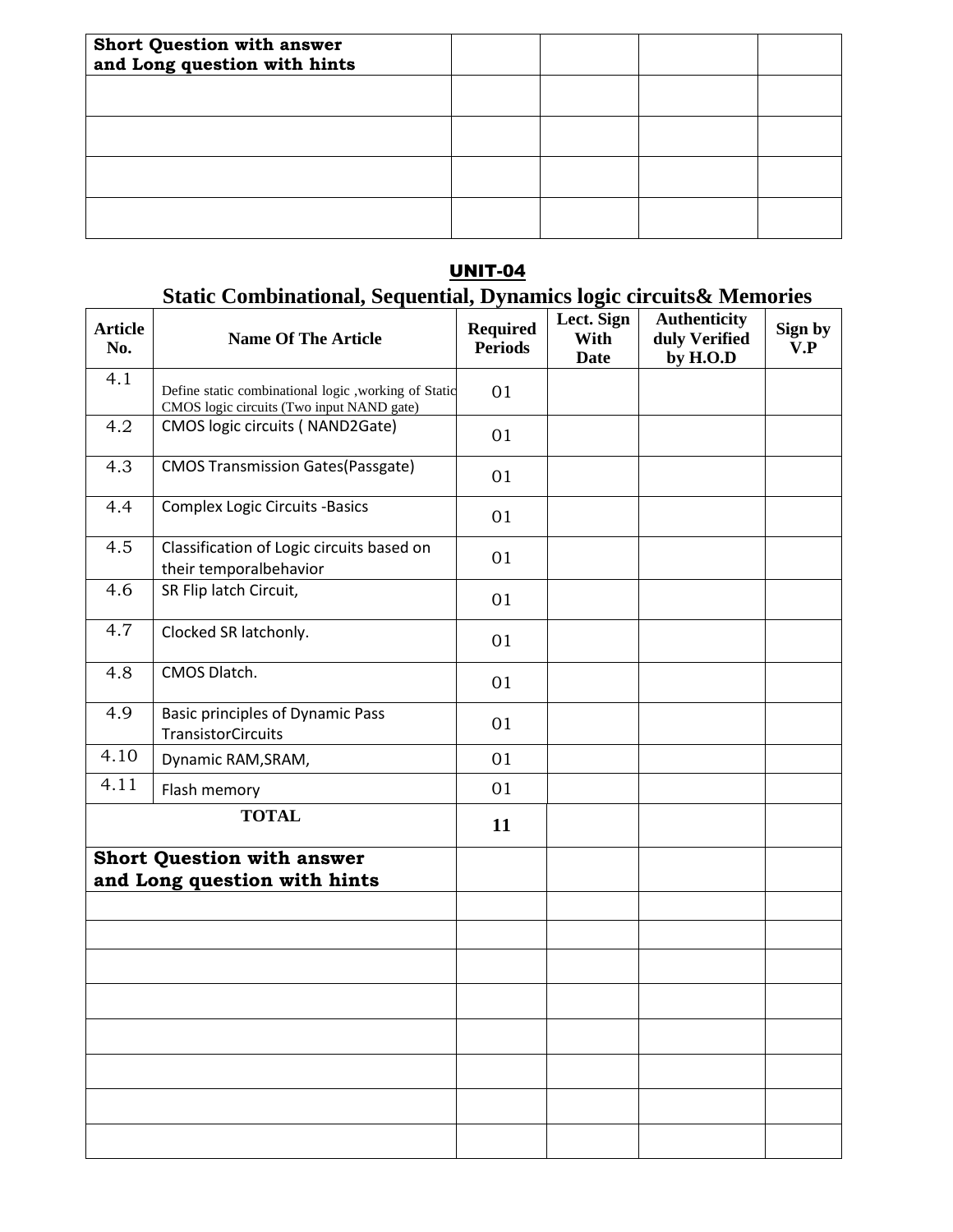| Short Question with answer and Long question with hints | | | | |
|---|---|---|---|---|
| | | | | |
| | | | | |
| | | | | |
| | | | | |

## UNIT-04

## Static Combinational, Sequential, Dynamics logic circuits& Memories

| Article No. | Name Of The Article | Required Periods | Lect. Sign With Date | Authenticity duly Verified by H.O.D | Sign by V.P |
|---|---|---|---|---|---|
| 4.1 | Define static combinational logic ,working of Static CMOS logic circuits (Two input NAND gate) | 01 | | | |
| 4.2 | CMOS logic circuits ( NAND2Gate) | 01 | | | |
| 4.3 | CMOS Transmission Gates(Passgate) | 01 | | | |
| 4.4 | Complex Logic Circuits -Basics | 01 | | | |
| 4.5 | Classification of Logic circuits based on their temporalbehavior | 01 | | | |
| 4.6 | SR Flip latch Circuit, | 01 | | | |
| 4.7 | Clocked SR latchonly. | 01 | | | |
| 4.8 | CMOS Dlatch. | 01 | | | |
| 4.9 | Basic principles of Dynamic Pass TransistorCircuits | 01 | | | |
| 4.10 | Dynamic RAM,SRAM, | 01 | | | |
| 4.11 | Flash memory | 01 | | | |
| **TOTAL** | | **11** | | | |
| **Short Question with answer and Long question with hints** | | | | | |
| | | | | | |
| | | | | | |
| | | | | | |
| | | | | | |
| | | | | | |
| | | | | | |
| | | | | | |
| | | | | | |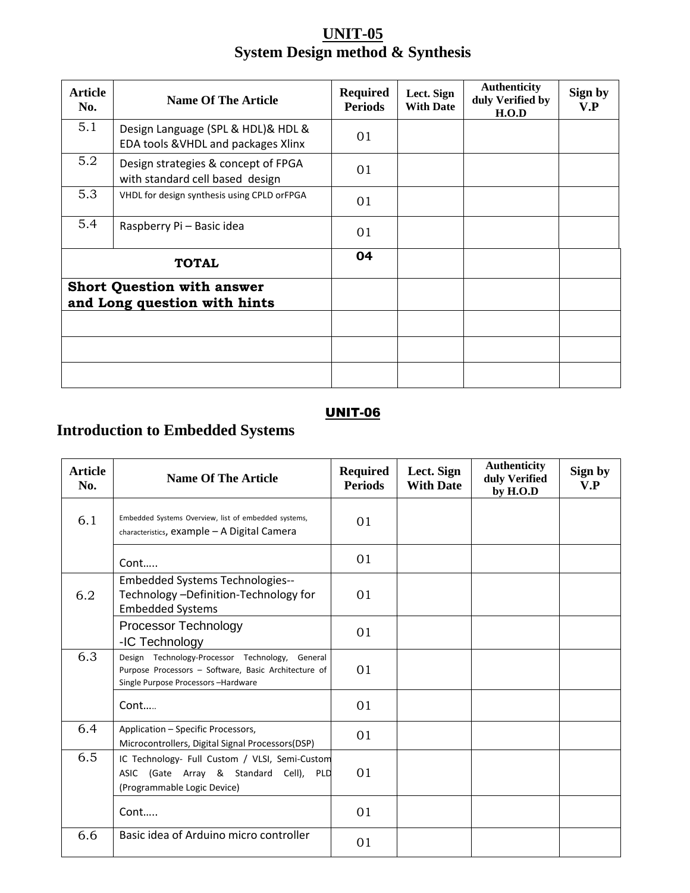# UNIT-05

## System Design method & Synthesis

| Article No. | Name Of The Article | Required Periods | Lect. Sign With Date | Authenticity duly Verified by H.O.D | Sign by V.P |
|---|---|---|---|---|---|
| 5.1 | Design Language (SPL & HDL)& HDL & EDA tools &VHDL and packages Xlinx | 01 | | | |
| 5.2 | Design strategies & concept of FPGA with standard cell based design | 01 | | | |
| 5.3 | VHDL for design synthesis using CPLD orFPGA | 01 | | | |
| 5.4 | Raspberry Pi – Basic idea | 01 | | | |
| **TOTAL** | | **04** | | | |
| **Short Question with answer and Long question with hints** | | | | | |
| | | | | | |
| | | | | | |
| | | | | | |

## UNIT-06

## Introduction to Embedded Systems

| Article No. | Name Of The Article | Required Periods | Lect. Sign With Date | Authenticity duly Verified by H.O.D | Sign by V.P |
|---|---|---|---|---|---|
| 6.1 | Embedded Systems Overview, list of embedded systems, characteristics, example – A Digital Camera | 01 | | | |
| | Cont….. | 01 | | | |
| 6.2 | Embedded Systems Technologies--Technology –Definition-Technology for Embedded Systems | 01 | | | |
| | Processor Technology -IC Technology | 01 | | | |
| 6.3 | Design Technology-Processor Technology, General Purpose Processors – Software, Basic Architecture of Single Purpose Processors –Hardware | 01 | | | |
| | Cont….. | 01 | | | |
| 6.4 | Application – Specific Processors, Microcontrollers, Digital Signal Processors(DSP) | 01 | | | |
| 6.5 | IC Technology- Full Custom / VLSI, Semi-Custom ASIC (Gate Array & Standard Cell), PLD (Programmable Logic Device) | 01 | | | |
| | Cont….. | 01 | | | |
| 6.6 | Basic idea of Arduino micro controller | 01 | | | |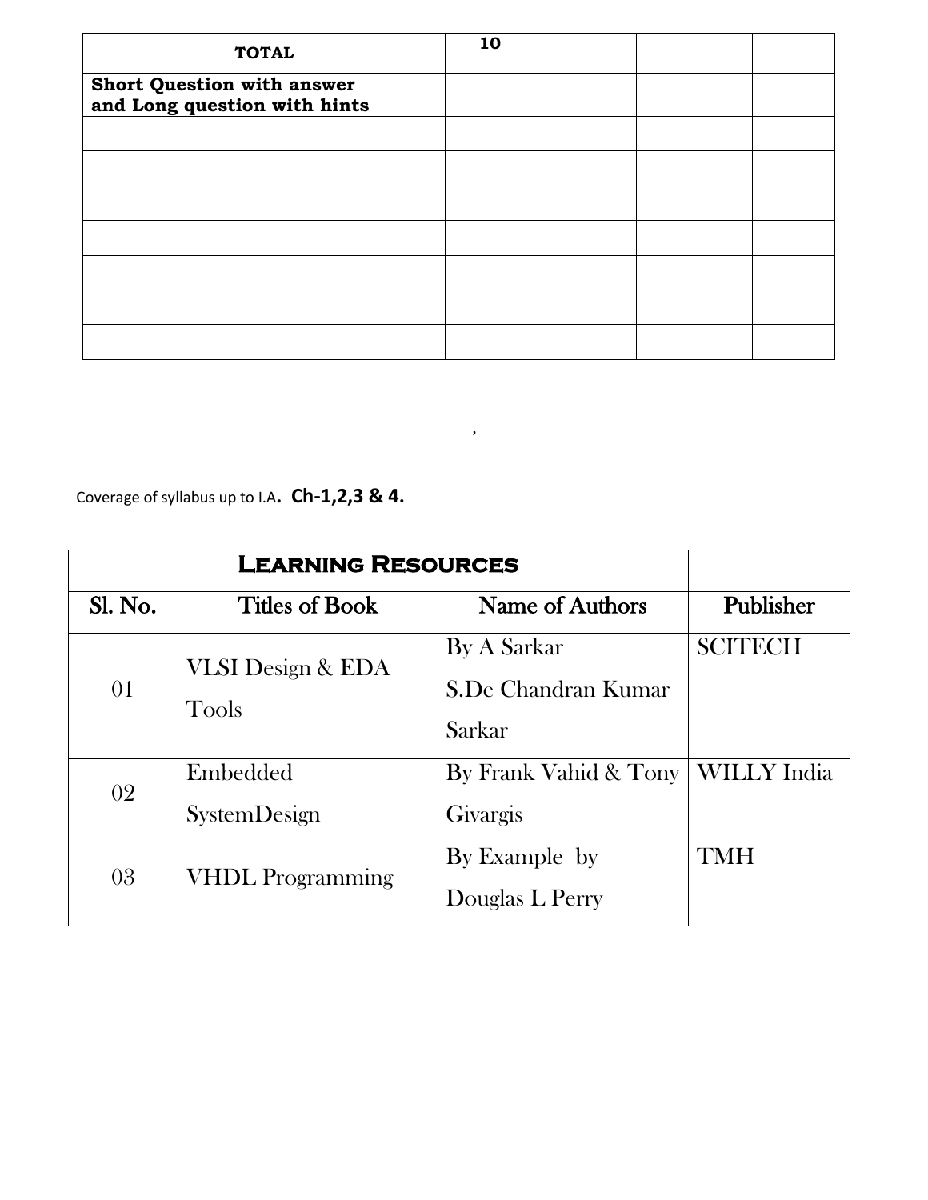| | | | | |
|---|---|---|---|---|
| **TOTAL** | **10** | | | |
| **Short Question with answer and Long question with hints** | | | | |
| | | | | |
| | | | | |
| | | | | |
| | | | | |
| | | | | |
| | | | | |
| | | | | |

,

Coverage of syllabus up to I.A**. Ch-1,2,3 & 4.**

| **LEARNING RESOURCES** | | | |
|---|---|---|---|
| **Sl. No.** | **Titles of Book** | **Name of Authors** | **Publisher** |
| 01 | VLSI Design & EDA Tools | By A Sarkar S.De Chandran Kumar Sarkar | SCITECH |
| 02 | Embedded SystemDesign | By Frank Vahid & Tony Givargis | WILLY India |
| 03 | VHDL Programming | By Example by Douglas L Perry | TMH |